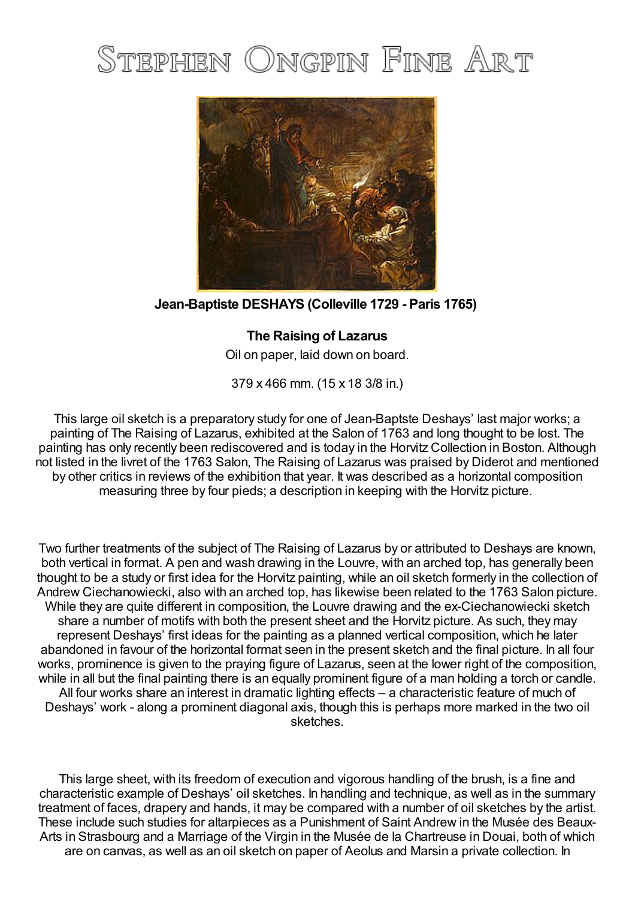# Stephen Ongpin Fine Art

**Jean-Baptiste DESHAYS (Colleville 1729 - Paris 1765)**

**The Raising of Lazarus**

Oil on paper, laid down on board.

379 x 466 mm. (15 x 18 3/8 in.)

This large oil sketch is a preparatory study for one of Jean-Baptste Deshays' last major works; a painting of The Raising of Lazarus, exhibited at the Salon of 1763 and long thought to be lost. The painting has only recently been rediscovered and is today in the Horvitz Collection in Boston. Although not listed in the livret of the 1763 Salon, The Raising of Lazarus was praised by Diderot and mentioned by other critics in reviews of the exhibition that year. It was described as a horizontal composition measuring three by four pieds; a description in keeping with the Horvitz picture.

Two further treatments of the subject of The Raising of Lazarus by or attributed to Deshays are known, both vertical in format. A pen and wash drawing in the Louvre, with an arched top, has generally been thought to be a study or first idea for the Horvitz painting, while an oil sketch formerly in the collection of Andrew Ciechanowiecki, also with an arched top, has likewise been related to the 1763 Salon picture. While they are quite different in composition, the Louvre drawing and the ex-Ciechanowiecki sketch share a number of motifs with both the present sheet and the Horvitz picture. As such, they may represent Deshays' first ideas for the painting as a planned vertical composition, which he later abandoned in favour of the horizontal format seen in the present sketch and the final picture. In all four works, prominence is given to the praying figure of Lazarus, seen at the lower right of the composition, while in all but the final painting there is an equally prominent figure of a man holding a torch or candle. All four works share an interest in dramatic lighting effects – a characteristic feature of much of Deshays' work - along a prominent diagonal axis, though this is perhaps more marked in the two oil sketches.

This large sheet, with its freedom of execution and vigorous handling of the brush, is a fine and characteristic example of Deshays' oil sketches. In handling and technique, as well as in the summary treatment of faces, drapery and hands, it may be compared with a number of oil sketches by the artist. These include such studies for altarpieces as a Punishment of Saint Andrew in the Musée des Beaux-Arts in Strasbourg and a Marriage of the Virgin in the Musée de la Chartreuse in Douai, both of which are on canvas, as well as an oil sketch on paper of Aeolus and Marsin a private collection. In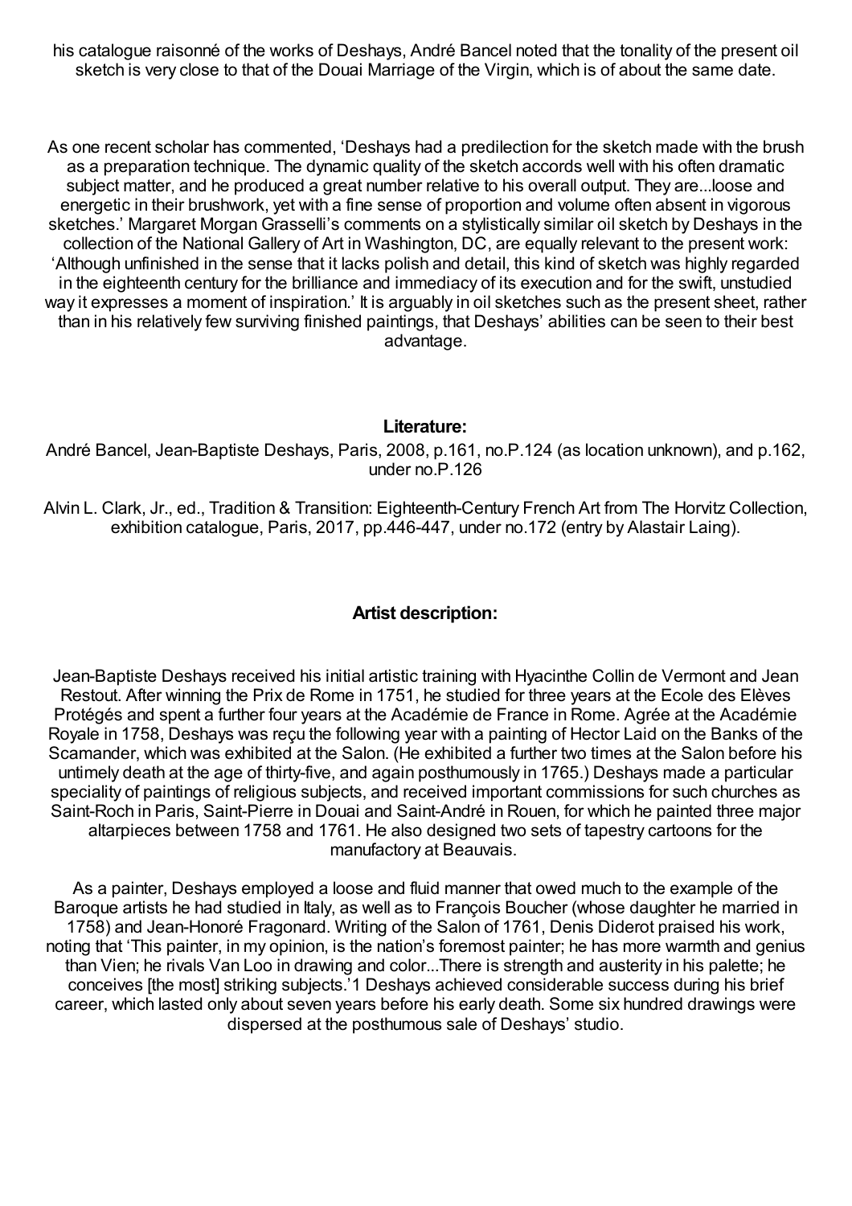his catalogue raisonné of the works of Deshays, André Bancel noted that the tonality of the present oil sketch is very close to that of the Douai Marriage of the Virgin, which is of about the same date.

As one recent scholar has commented, 'Deshays had a predilection for the sketch made with the brush as a preparation technique. The dynamic quality of the sketch accords well with his often dramatic subject matter, and he produced a great number relative to his overall output. They are...loose and energetic in their brushwork, yet with a fine sense of proportion and volume often absent in vigorous sketches.' Margaret Morgan Grasselli's comments on a stylistically similar oil sketch by Deshays in the collection of the National Gallery of Art in Washington, DC, are equally relevant to the present work: 'Although unfinished in the sense that it lacks polish and detail, this kind of sketch was highly regarded in the eighteenth century for the brilliance and immediacy of its execution and for the swift, unstudied way it expresses a moment of inspiration.' It is arguably in oil sketches such as the present sheet, rather than in his relatively few surviving finished paintings, that Deshays' abilities can be seen to their best advantage.

**Literature:**

André Bancel, Jean-Baptiste Deshays, Paris, 2008, p.161, no.P.124 (as location unknown), and p.162, under no.P.126

Alvin L. Clark, Jr., ed., Tradition & Transition: Eighteenth-Century French Art from The Horvitz Collection, exhibition catalogue, Paris, 2017, pp.446-447, under no.172 (entry by Alastair Laing).

**Artist description:**

Jean-Baptiste Deshays received his initial artistic training with Hyacinthe Collin de Vermont and Jean Restout. After winning the Prix de Rome in 1751, he studied for three years at the Ecole des Elèves Protégés and spent a further four years at the Académie de France in Rome. Agrée at the Académie Royale in 1758, Deshays was reçu the following year with a painting of Hector Laid on the Banks of the Scamander, which was exhibited at the Salon. (He exhibited a further two times at the Salon before his untimely death at the age of thirty-five, and again posthumously in 1765.) Deshays made a particular speciality of paintings of religious subjects, and received important commissions for such churches as Saint-Roch in Paris, Saint-Pierre in Douai and Saint-André in Rouen, for which he painted three major altarpieces between 1758 and 1761. He also designed two sets of tapestry cartoons for the manufactory at Beauvais.

As a painter, Deshays employed a loose and fluid manner that owed much to the example of the Baroque artists he had studied in Italy, as well as to François Boucher (whose daughter he married in 1758) and Jean-Honoré Fragonard. Writing of the Salon of 1761, Denis Diderot praised his work, noting that 'This painter, in my opinion, is the nation's foremost painter; he has more warmth and genius than Vien; he rivals Van Loo in drawing and color...There is strength and austerity in his palette; he conceives [the most] striking subjects.'[1] Deshays achieved considerable success during his brief career, which lasted only about seven years before his early death. Some six hundred drawings were dispersed at the posthumous sale of Deshays' studio.